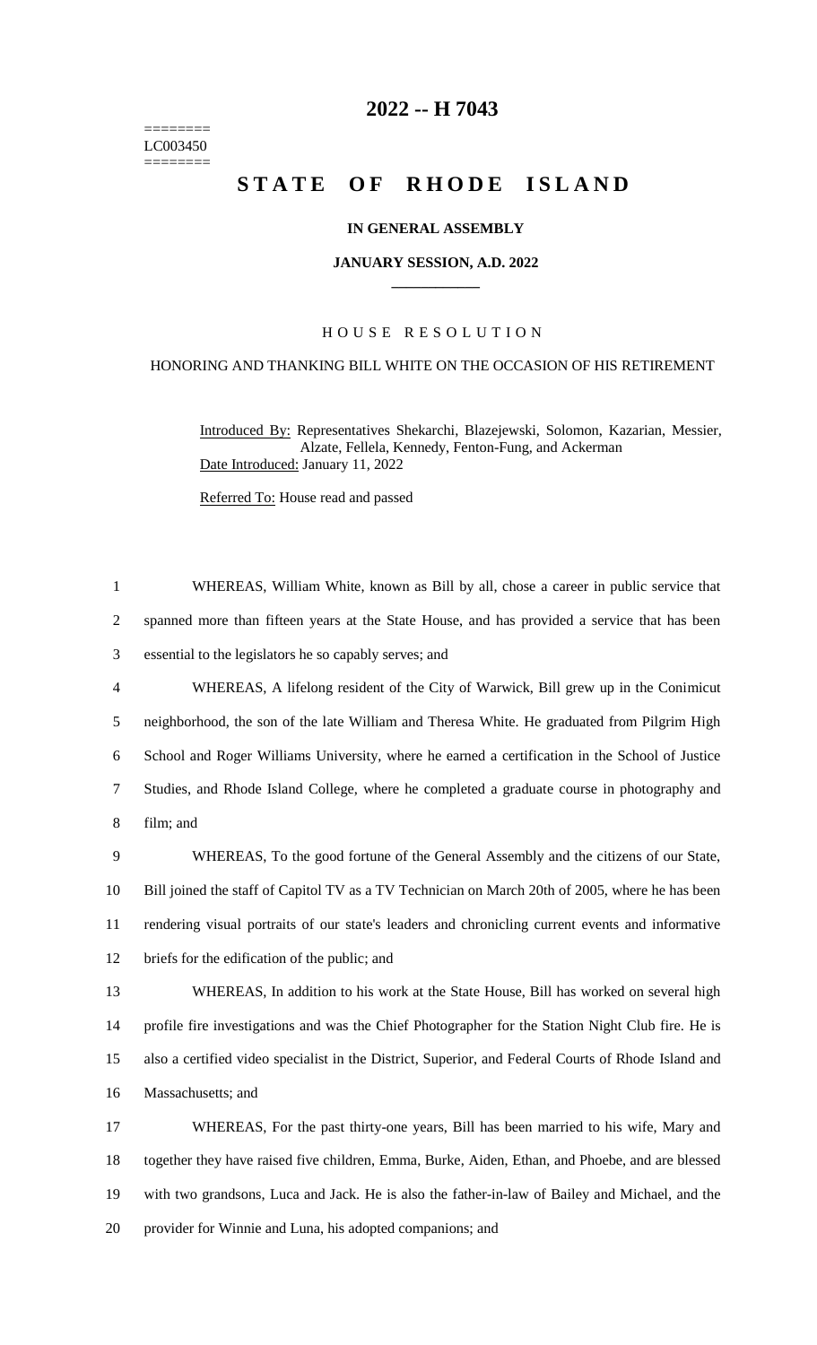========
LC003450
========

# 2022 -- H 7043

# STATE OF RHODE ISLAND

**IN GENERAL ASSEMBLY**

**JANUARY SESSION, A.D. 2022**

H O U S E   R E S O L U T I O N

HONORING AND THANKING BILL WHITE ON THE OCCASION OF HIS RETIREMENT

Introduced By: Representatives Shekarchi, Blazejewski, Solomon, Kazarian, Messier, Alzate, Fellela, Kennedy, Fenton-Fung, and Ackerman

Date Introduced: January 11, 2022

Referred To: House read and passed

1 WHEREAS, William White, known as Bill by all, chose a career in public service that
2 spanned more than fifteen years at the State House, and has provided a service that has been
3 essential to the legislators he so capably serves; and

4 WHEREAS, A lifelong resident of the City of Warwick, Bill grew up in the Conimicut
5 neighborhood, the son of the late William and Theresa White. He graduated from Pilgrim High
6 School and Roger Williams University, where he earned a certification in the School of Justice
7 Studies, and Rhode Island College, where he completed a graduate course in photography and
8 film; and

9 WHEREAS, To the good fortune of the General Assembly and the citizens of our State,
10 Bill joined the staff of Capitol TV as a TV Technician on March 20th of 2005, where he has been
11 rendering visual portraits of our state's leaders and chronicling current events and informative
12 briefs for the edification of the public; and

13 WHEREAS, In addition to his work at the State House, Bill has worked on several high
14 profile fire investigations and was the Chief Photographer for the Station Night Club fire. He is
15 also a certified video specialist in the District, Superior, and Federal Courts of Rhode Island and
16 Massachusetts; and

17 WHEREAS, For the past thirty-one years, Bill has been married to his wife, Mary and
18 together they have raised five children, Emma, Burke, Aiden, Ethan, and Phoebe, and are blessed
19 with two grandsons, Luca and Jack. He is also the father-in-law of Bailey and Michael, and the
20 provider for Winnie and Luna, his adopted companions; and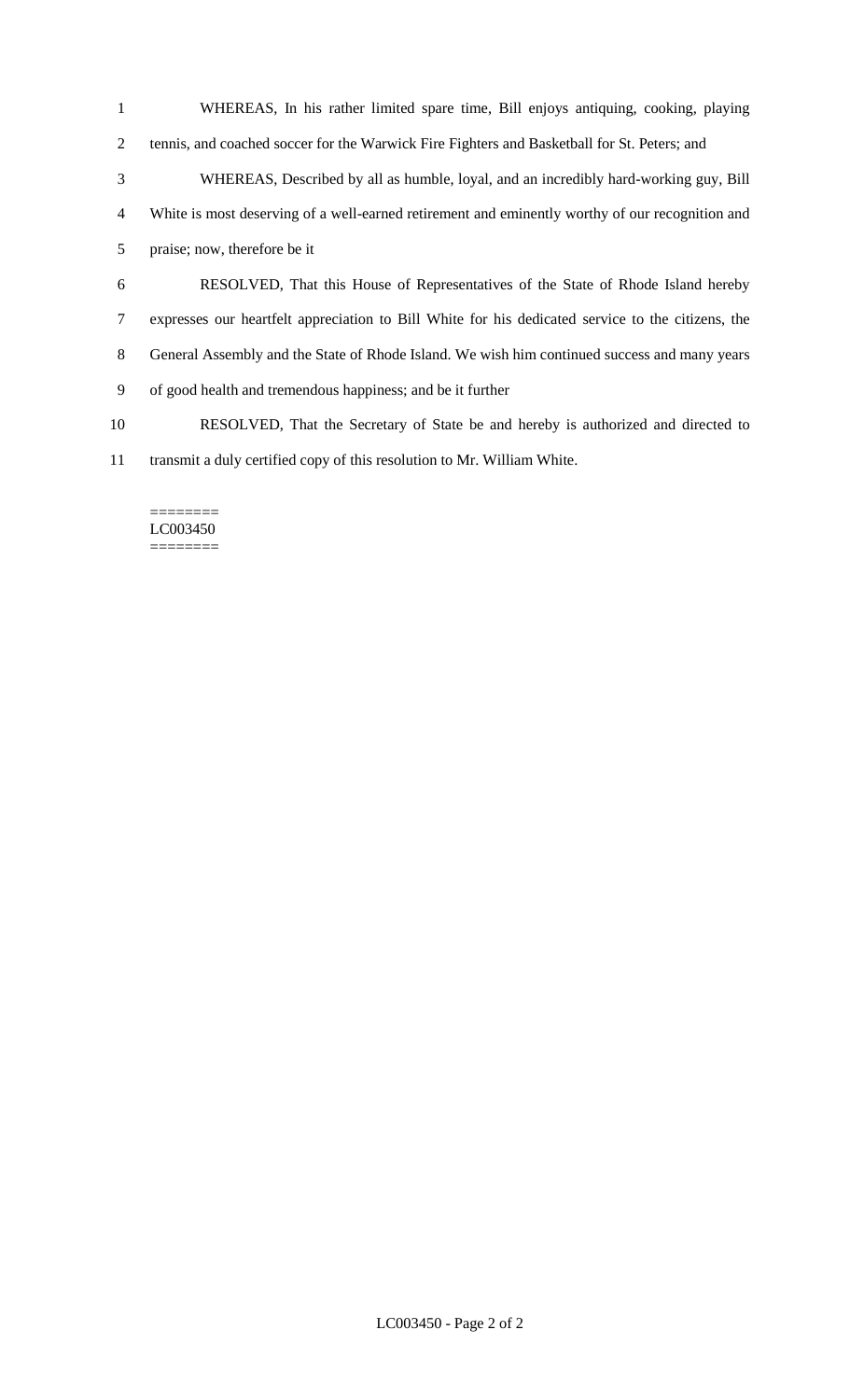WHEREAS, In his rather limited spare time, Bill enjoys antiquing, cooking, playing tennis, and coached soccer for the Warwick Fire Fighters and Basketball for St. Peters; and

WHEREAS, Described by all as humble, loyal, and an incredibly hard-working guy, Bill White is most deserving of a well-earned retirement and eminently worthy of our recognition and praise; now, therefore be it

RESOLVED, That this House of Representatives of the State of Rhode Island hereby expresses our heartfelt appreciation to Bill White for his dedicated service to the citizens, the General Assembly and the State of Rhode Island. We wish him continued success and many years of good health and tremendous happiness; and be it further

RESOLVED, That the Secretary of State be and hereby is authorized and directed to transmit a duly certified copy of this resolution to Mr. William White.

========
LC003450
========